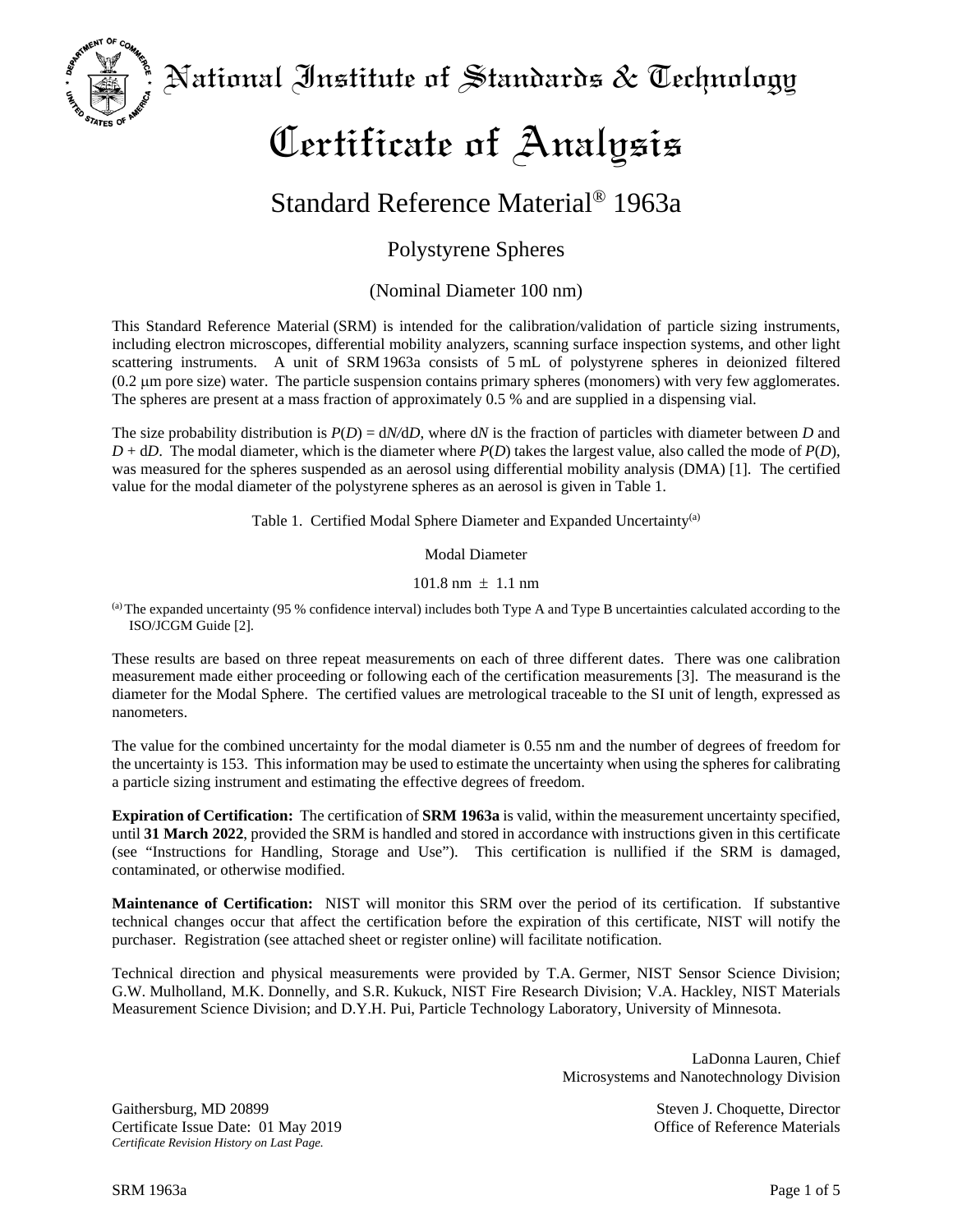# National Institute of Standards & Technology

# Certificate of Analysis

## Standard Reference Material® 1963a

### Polystyrene Spheres

(Nominal Diameter 100 nm)

This Standard Reference Material (SRM) is intended for the calibration/validation of particle sizing instruments, including electron microscopes, differential mobility analyzers, scanning surface inspection systems, and other light scattering instruments. A unit of SRM 1963a consists of 5 mL of polystyrene spheres in deionized filtered (0.2 μm pore size) water. The particle suspension contains primary spheres (monomers) with very few agglomerates. The spheres are present at a mass fraction of approximately 0.5 % and are supplied in a dispensing vial.

The size probability distribution is $P(D) = dN/dD$, where $dN$ is the fraction of particles with diameter between $D$ and $D + dD$. The modal diameter, which is the diameter where $P(D)$ takes the largest value, also called the mode of $P(D)$, was measured for the spheres suspended as an aerosol using differential mobility analysis (DMA) [1]. The certified value for the modal diameter of the polystyrene spheres as an aerosol is given in Table 1.

Table 1. Certified Modal Sphere Diameter and Expanded Uncertainty[(a)]

| Modal Diameter |
| --- |
| 101.8 nm ± 1.1 nm |

[(a)] The expanded uncertainty (95 % confidence interval) includes both Type A and Type B uncertainties calculated according to the ISO/JCGM Guide [2].

These results are based on three repeat measurements on each of three different dates. There was one calibration measurement made either proceeding or following each of the certification measurements [3]. The measurand is the diameter for the Modal Sphere. The certified values are metrological traceable to the SI unit of length, expressed as nanometers.

The value for the combined uncertainty for the modal diameter is 0.55 nm and the number of degrees of freedom for the uncertainty is 153. This information may be used to estimate the uncertainty when using the spheres for calibrating a particle sizing instrument and estimating the effective degrees of freedom.

**Expiration of Certification:** The certification of **SRM 1963a** is valid, within the measurement uncertainty specified, until **31 March 2022**, provided the SRM is handled and stored in accordance with instructions given in this certificate (see "Instructions for Handling, Storage and Use"). This certification is nullified if the SRM is damaged, contaminated, or otherwise modified.

**Maintenance of Certification:** NIST will monitor this SRM over the period of its certification. If substantive technical changes occur that affect the certification before the expiration of this certificate, NIST will notify the purchaser. Registration (see attached sheet or register online) will facilitate notification.

Technical direction and physical measurements were provided by T.A. Germer, NIST Sensor Science Division; G.W. Mulholland, M.K. Donnelly, and S.R. Kukuck, NIST Fire Research Division; V.A. Hackley, NIST Materials Measurement Science Division; and D.Y.H. Pui, Particle Technology Laboratory, University of Minnesota.

LaDonna Lauren, Chief
Microsystems and Nanotechnology Division

Gaithersburg, MD 20899
Certificate Issue Date: 01 May 2019
*Certificate Revision History on Last Page.*

Steven J. Choquette, Director
Office of Reference Materials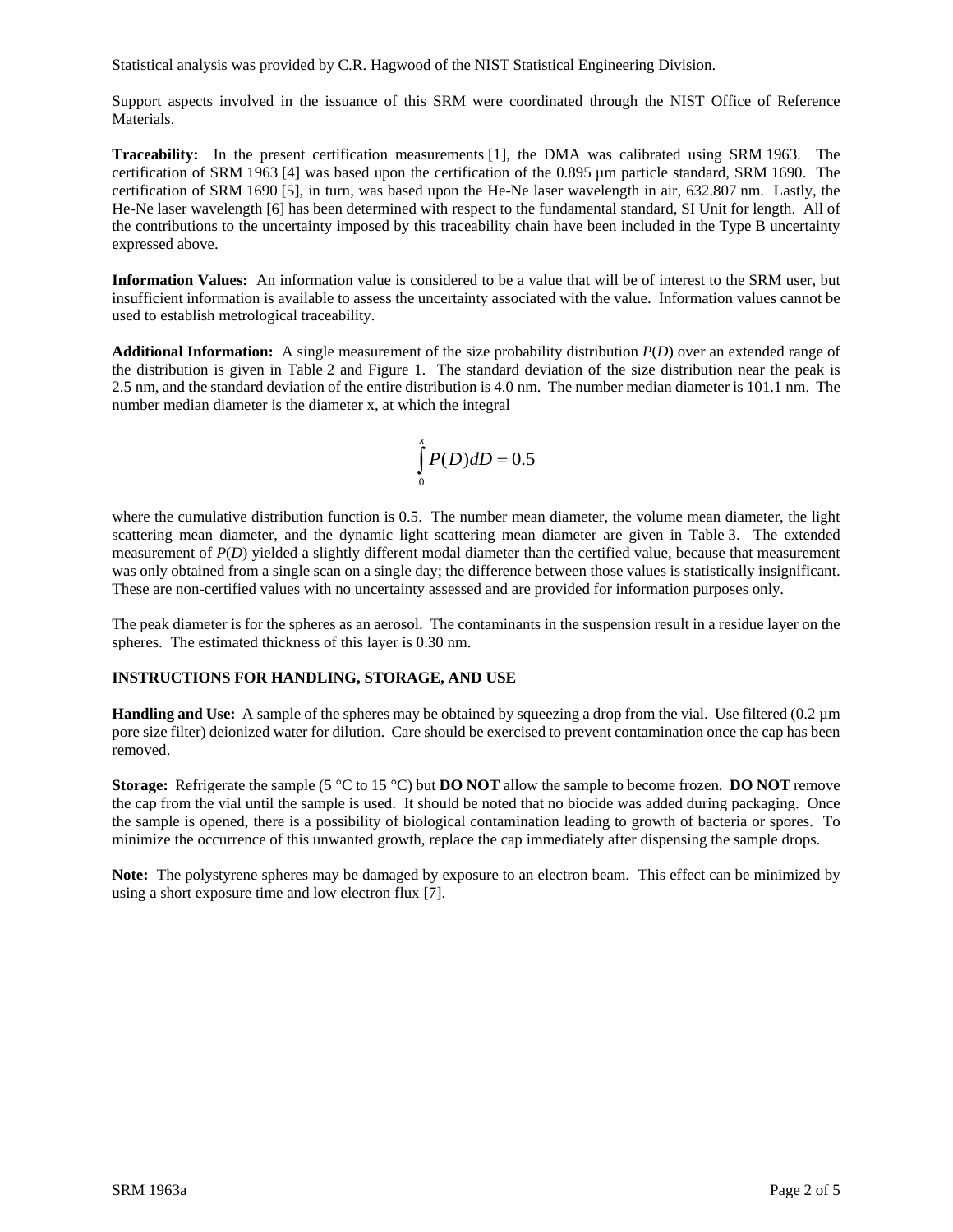Statistical analysis was provided by C.R. Hagwood of the NIST Statistical Engineering Division.

Support aspects involved in the issuance of this SRM were coordinated through the NIST Office of Reference Materials.

**Traceability:** In the present certification measurements [1], the DMA was calibrated using SRM 1963. The certification of SRM 1963 [4] was based upon the certification of the 0.895 µm particle standard, SRM 1690. The certification of SRM 1690 [5], in turn, was based upon the He-Ne laser wavelength in air, 632.807 nm. Lastly, the He-Ne laser wavelength [6] has been determined with respect to the fundamental standard, SI Unit for length. All of the contributions to the uncertainty imposed by this traceability chain have been included in the Type B uncertainty expressed above.

**Information Values:** An information value is considered to be a value that will be of interest to the SRM user, but insufficient information is available to assess the uncertainty associated with the value. Information values cannot be used to establish metrological traceability.

**Additional Information:** A single measurement of the size probability distribution *P*(*D*) over an extended range of the distribution is given in Table 2 and Figure 1. The standard deviation of the size distribution near the peak is 2.5 nm, and the standard deviation of the entire distribution is 4.0 nm. The number median diameter is 101.1 nm. The number median diameter is the diameter x, at which the integral

$$\int_0^x P(D)dD = 0.5$$

where the cumulative distribution function is 0.5. The number mean diameter, the volume mean diameter, the light scattering mean diameter, and the dynamic light scattering mean diameter are given in Table 3. The extended measurement of *P*(*D*) yielded a slightly different modal diameter than the certified value, because that measurement was only obtained from a single scan on a single day; the difference between those values is statistically insignificant. These are non-certified values with no uncertainty assessed and are provided for information purposes only.

The peak diameter is for the spheres as an aerosol. The contaminants in the suspension result in a residue layer on the spheres. The estimated thickness of this layer is 0.30 nm.

**INSTRUCTIONS FOR HANDLING, STORAGE, AND USE**

**Handling and Use:** A sample of the spheres may be obtained by squeezing a drop from the vial. Use filtered (0.2 µm pore size filter) deionized water for dilution. Care should be exercised to prevent contamination once the cap has been removed.

**Storage:** Refrigerate the sample (5 °C to 15 °C) but **DO NOT** allow the sample to become frozen. **DO NOT** remove the cap from the vial until the sample is used. It should be noted that no biocide was added during packaging. Once the sample is opened, there is a possibility of biological contamination leading to growth of bacteria or spores. To minimize the occurrence of this unwanted growth, replace the cap immediately after dispensing the sample drops.

**Note:** The polystyrene spheres may be damaged by exposure to an electron beam. This effect can be minimized by using a short exposure time and low electron flux [7].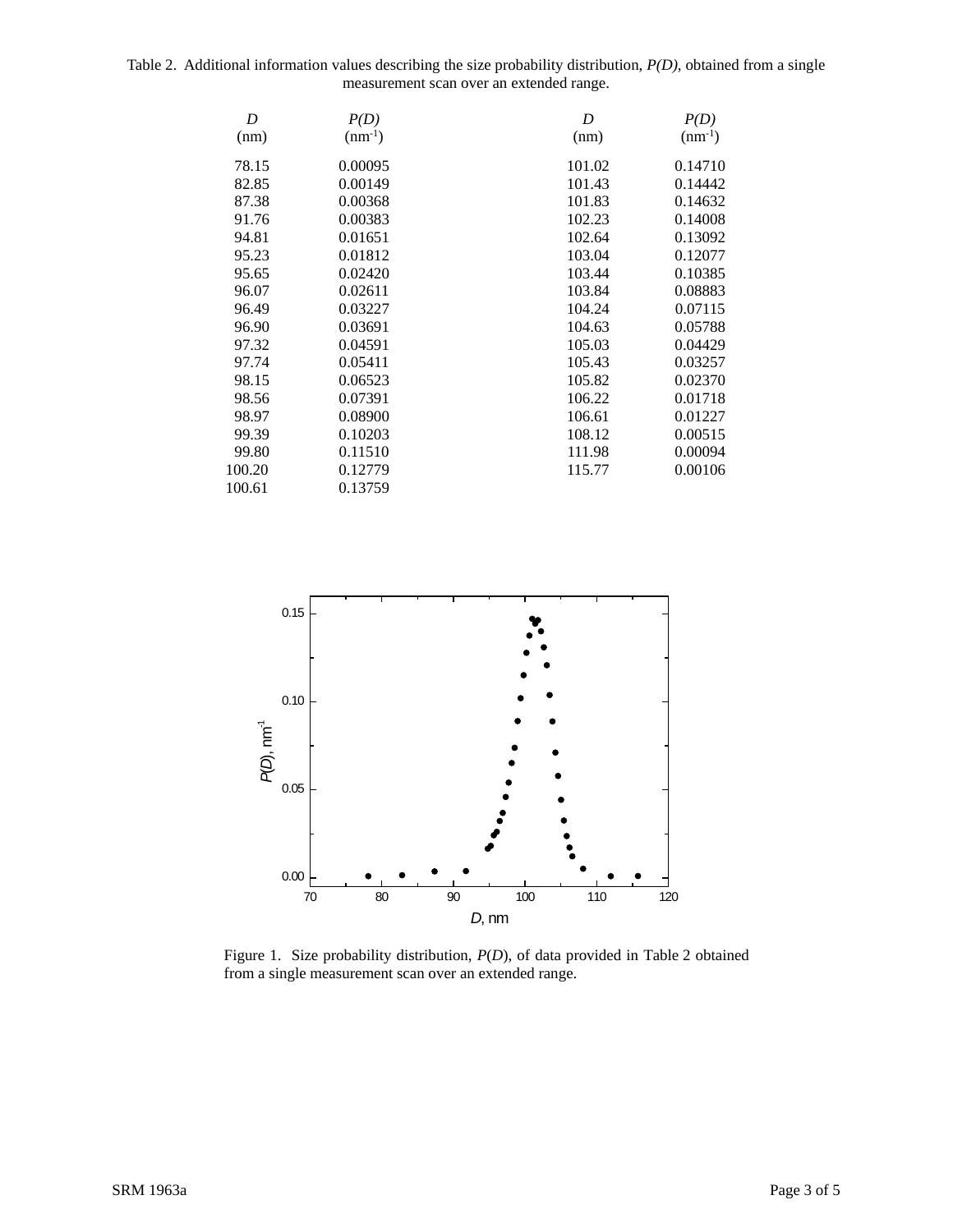Table 2. Additional information values describing the size probability distribution, *P(D)*, obtained from a single measurement scan over an extended range.

| *D* (nm) | *P(D)* ($nm^{-1}$) | *D* (nm) | *P(D)* ($nm^{-1}$) |
|---|---|---|---|
| 78.15 | 0.00095 | 101.02 | 0.14710 |
| 82.85 | 0.00149 | 101.43 | 0.14442 |
| 87.38 | 0.00368 | 101.83 | 0.14632 |
| 91.76 | 0.00383 | 102.23 | 0.14008 |
| 94.81 | 0.01651 | 102.64 | 0.13092 |
| 95.23 | 0.01812 | 103.04 | 0.12077 |
| 95.65 | 0.02420 | 103.44 | 0.10385 |
| 96.07 | 0.02611 | 103.84 | 0.08883 |
| 96.49 | 0.03227 | 104.24 | 0.07115 |
| 96.90 | 0.03691 | 104.63 | 0.05788 |
| 97.32 | 0.04591 | 105.03 | 0.04429 |
| 97.74 | 0.05411 | 105.43 | 0.03257 |
| 98.15 | 0.06523 | 105.82 | 0.02370 |
| 98.56 | 0.07391 | 106.22 | 0.01718 |
| 98.97 | 0.08900 | 106.61 | 0.01227 |
| 99.39 | 0.10203 | 108.12 | 0.00515 |
| 99.80 | 0.11510 | 111.98 | 0.00094 |
| 100.20 | 0.12779 | 115.77 | 0.00106 |
| 100.61 | 0.13759 | | |

Figure 1. Size probability distribution, *P*(*D*), of data provided in Table 2 obtained from a single measurement scan over an extended range.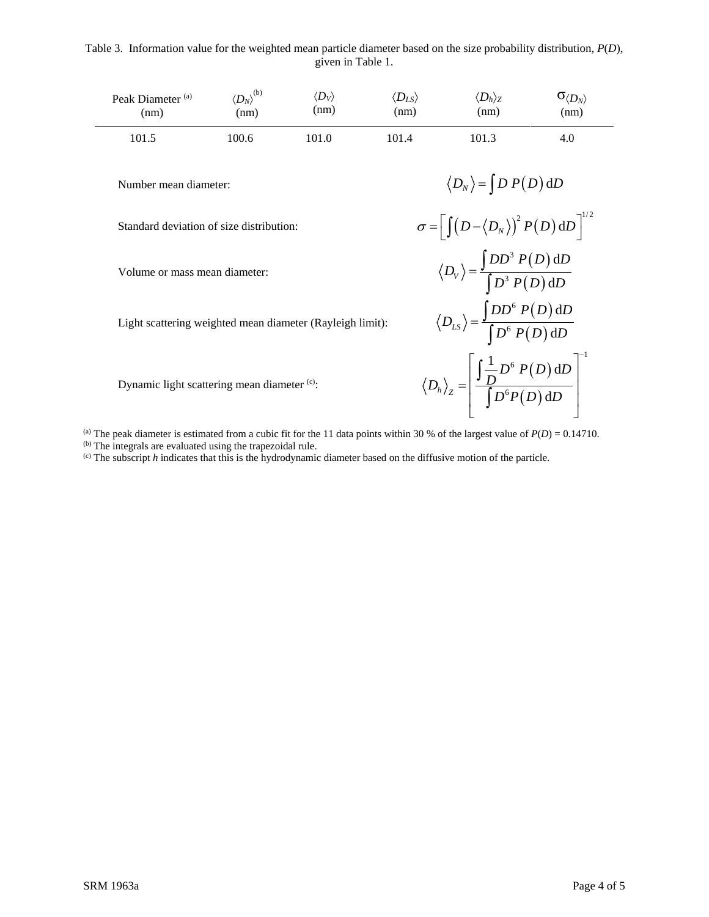Table 3. Information value for the weighted mean particle diameter based on the size probability distribution, $P(D)$, given in Table 1.

| Peak Diameter [(a)] (nm) | $\langle D_N \rangle$[(b)] (nm) | $\langle D_V \rangle$ (nm) | $\langle D_{LS} \rangle$ (nm) | $\langle D_h \rangle_Z$ (nm) | $\sigma \langle D_N \rangle$ (nm) |
|---|---|---|---|---|---|
| 101.5 | 100.6 | 101.0 | 101.4 | 101.3 | 4.0 |

Number mean diameter:

$$\langle D_N \rangle = \int D \, P(D) \, \mathrm{d}D$$

Standard deviation of size distribution:

$$\sigma = \left[ \int \left( D - \langle D_N \rangle \right)^2 P(D) \, \mathrm{d}D \right]^{1/2}$$

Volume or mass mean diameter:

$$\langle D_V \rangle = \frac{\int D D^3 \, P(D) \, \mathrm{d}D}{\int D^3 \, P(D) \, \mathrm{d}D}$$

Light scattering weighted mean diameter (Rayleigh limit):

$$\langle D_{LS} \rangle = \frac{\int D D^6 \, P(D) \, \mathrm{d}D}{\int D^6 \, P(D) \, \mathrm{d}D}$$

Dynamic light scattering mean diameter [(c)]:

$$\langle D_h \rangle_Z = \left[ \frac{\int \frac{1}{D} D^6 \, P(D) \, \mathrm{d}D}{\int D^6 P(D) \, \mathrm{d}D} \right]^{-1}$$

[(a)] The peak diameter is estimated from a cubic fit for the 11 data points within 30 % of the largest value of $P(D) = 0.14710$.
[(b)] The integrals are evaluated using the trapezoidal rule.
[(c)] The subscript $h$ indicates that this is the hydrodynamic diameter based on the diffusive motion of the particle.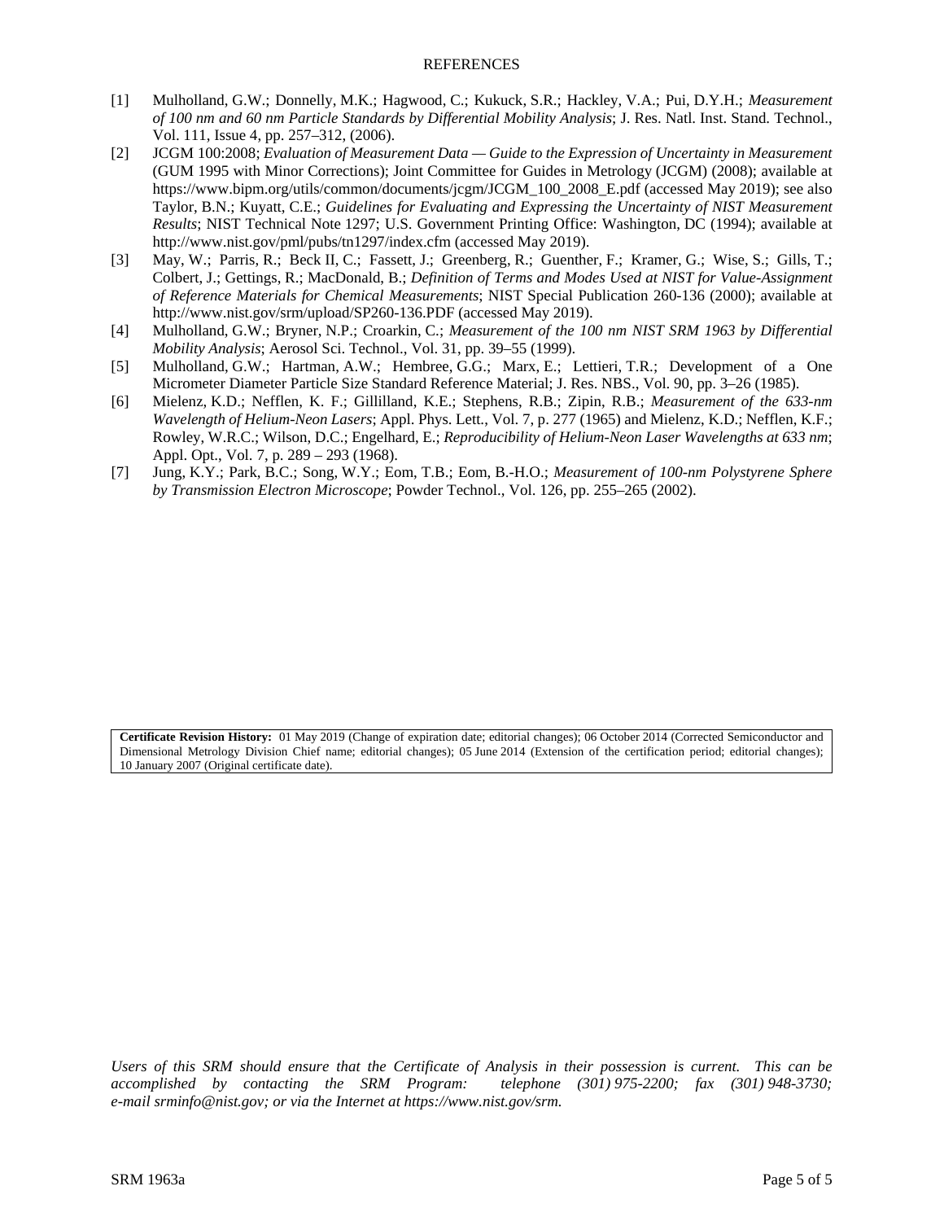## REFERENCES

[1] Mulholland, G.W.; Donnelly, M.K.; Hagwood, C.; Kukuck, S.R.; Hackley, V.A.; Pui, D.Y.H.; *Measurement of 100 nm and 60 nm Particle Standards by Differential Mobility Analysis*; J. Res. Natl. Inst. Stand. Technol., Vol. 111, Issue 4, pp. 257–312, (2006).

[2] JCGM 100:2008; *Evaluation of Measurement Data — Guide to the Expression of Uncertainty in Measurement* (GUM 1995 with Minor Corrections); Joint Committee for Guides in Metrology (JCGM) (2008); available at https://www.bipm.org/utils/common/documents/jcgm/JCGM_100_2008_E.pdf (accessed May 2019); see also Taylor, B.N.; Kuyatt, C.E.; *Guidelines for Evaluating and Expressing the Uncertainty of NIST Measurement Results*; NIST Technical Note 1297; U.S. Government Printing Office: Washington, DC (1994); available at http://www.nist.gov/pml/pubs/tn1297/index.cfm (accessed May 2019).

[3] May, W.; Parris, R.; Beck II, C.; Fassett, J.; Greenberg, R.; Guenther, F.; Kramer, G.; Wise, S.; Gills, T.; Colbert, J.; Gettings, R.; MacDonald, B.; *Definition of Terms and Modes Used at NIST for Value-Assignment of Reference Materials for Chemical Measurements*; NIST Special Publication 260-136 (2000); available at http://www.nist.gov/srm/upload/SP260-136.PDF (accessed May 2019).

[4] Mulholland, G.W.; Bryner, N.P.; Croarkin, C.; *Measurement of the 100 nm NIST SRM 1963 by Differential Mobility Analysis*; Aerosol Sci. Technol., Vol. 31, pp. 39–55 (1999).

[5] Mulholland, G.W.; Hartman, A.W.; Hembree, G.G.; Marx, E.; Lettieri, T.R.; Development of a One Micrometer Diameter Particle Size Standard Reference Material; J. Res. NBS., Vol. 90, pp. 3–26 (1985).

[6] Mielenz, K.D.; Nefflen, K. F.; Gillilland, K.E.; Stephens, R.B.; Zipin, R.B.; *Measurement of the 633-nm Wavelength of Helium-Neon Lasers*; Appl. Phys. Lett., Vol. 7, p. 277 (1965) and Mielenz, K.D.; Nefflen, K.F.; Rowley, W.R.C.; Wilson, D.C.; Engelhard, E.; *Reproducibility of Helium-Neon Laser Wavelengths at 633 nm*; Appl. Opt., Vol. 7, p. 289 – 293 (1968).

[7] Jung, K.Y.; Park, B.C.; Song, W.Y.; Eom, T.B.; Eom, B.-H.O.; *Measurement of 100-nm Polystyrene Sphere by Transmission Electron Microscope*; Powder Technol., Vol. 126, pp. 255–265 (2002).

**Certificate Revision History:** 01 May 2019 (Change of expiration date; editorial changes); 06 October 2014 (Corrected Semiconductor and Dimensional Metrology Division Chief name; editorial changes); 05 June 2014 (Extension of the certification period; editorial changes); 10 January 2007 (Original certificate date).

*Users of this SRM should ensure that the Certificate of Analysis in their possession is current. This can be accomplished by contacting the SRM Program: telephone (301) 975-2200; fax (301) 948-3730; e-mail srminfo@nist.gov; or via the Internet at https://www.nist.gov/srm.*